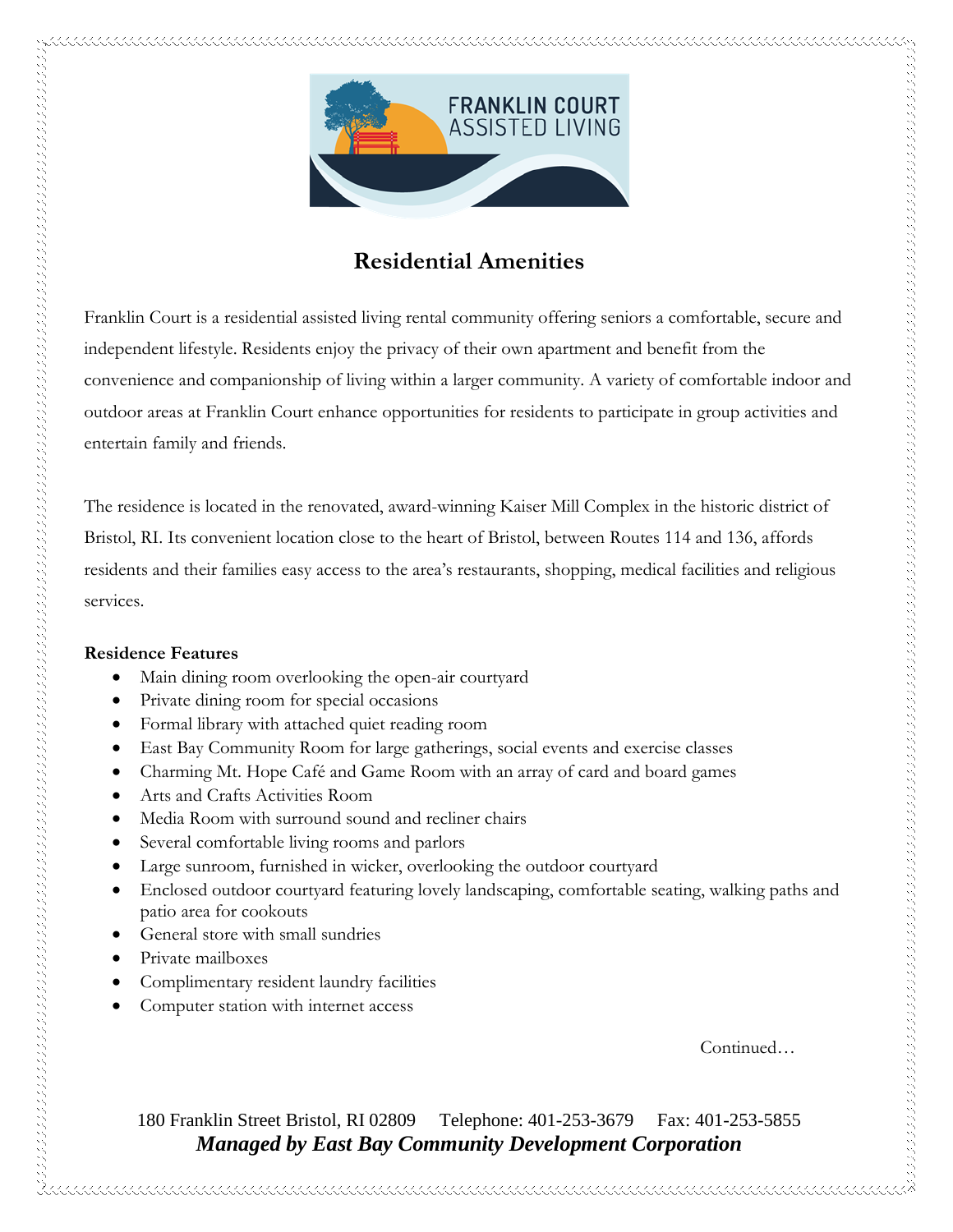FRANKLIN COURT
ASSISTED LIVING

# Residential Amenities

Franklin Court is a residential assisted living rental community offering seniors a comfortable, secure and independent lifestyle. Residents enjoy the privacy of their own apartment and benefit from the convenience and companionship of living within a larger community. A variety of comfortable indoor and outdoor areas at Franklin Court enhance opportunities for residents to participate in group activities and entertain family and friends.

The residence is located in the renovated, award-winning Kaiser Mill Complex in the historic district of Bristol, RI. Its convenient location close to the heart of Bristol, between Routes 114 and 136, affords residents and their families easy access to the area's restaurants, shopping, medical facilities and religious services.

**Residence Features**

- Main dining room overlooking the open-air courtyard
- Private dining room for special occasions
- Formal library with attached quiet reading room
- East Bay Community Room for large gatherings, social events and exercise classes
- Charming Mt. Hope Café and Game Room with an array of card and board games
- Arts and Crafts Activities Room
- Media Room with surround sound and recliner chairs
- Several comfortable living rooms and parlors
- Large sunroom, furnished in wicker, overlooking the outdoor courtyard
- Enclosed outdoor courtyard featuring lovely landscaping, comfortable seating, walking paths and patio area for cookouts
- General store with small sundries
- Private mailboxes
- Complimentary resident laundry facilities
- Computer station with internet access

Continued…

180 Franklin Street Bristol, RI 02809 Telephone: 401-253-3679 Fax: 401-253-5855

***Managed by East Bay Community Development Corporation***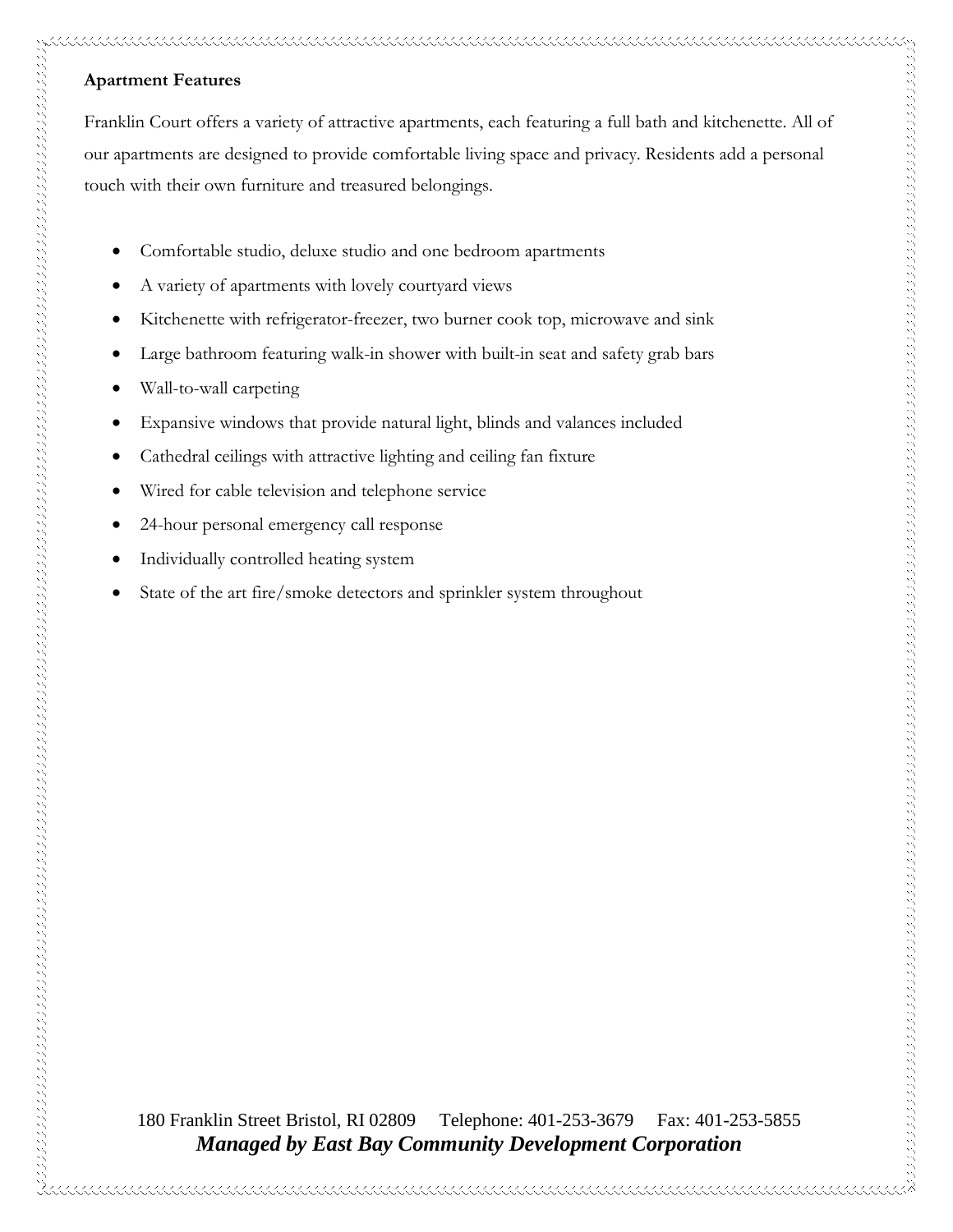**Apartment Features**

Franklin Court offers a variety of attractive apartments, each featuring a full bath and kitchenette. All of our apartments are designed to provide comfortable living space and privacy. Residents add a personal touch with their own furniture and treasured belongings.

- Comfortable studio, deluxe studio and one bedroom apartments
- A variety of apartments with lovely courtyard views
- Kitchenette with refrigerator-freezer, two burner cook top, microwave and sink
- Large bathroom featuring walk-in shower with built-in seat and safety grab bars
- Wall-to-wall carpeting
- Expansive windows that provide natural light, blinds and valances included
- Cathedral ceilings with attractive lighting and ceiling fan fixture
- Wired for cable television and telephone service
- 24-hour personal emergency call response
- Individually controlled heating system
- State of the art fire/smoke detectors and sprinkler system throughout